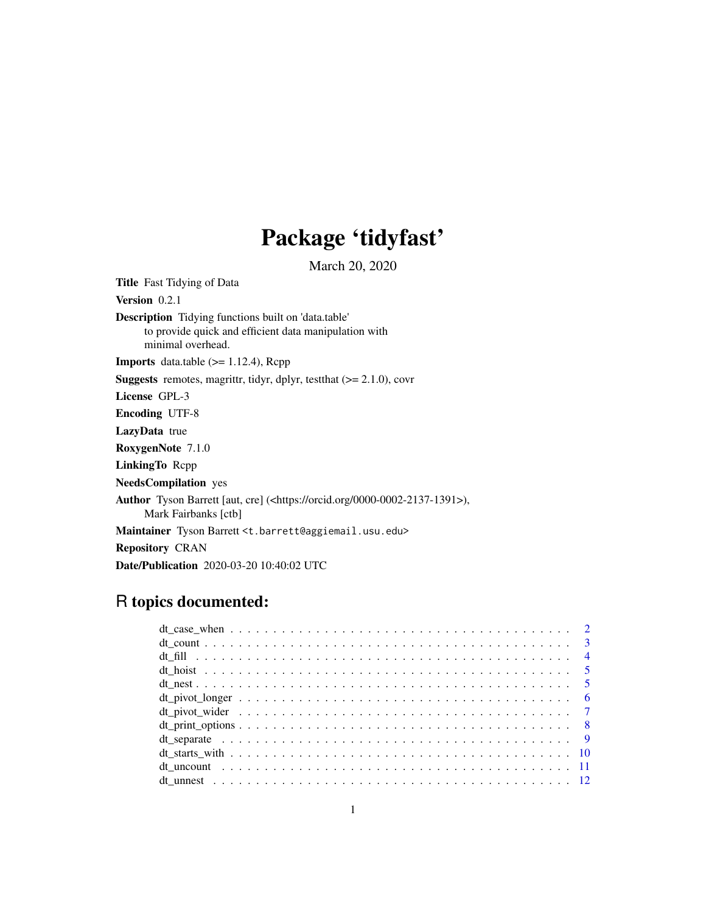# Package 'tidyfast'

March 20, 2020

**Title** Fast Tidying of Data

**Version** 0.2.1

**Description** Tidying functions built on 'data.table'
to provide quick and efficient data manipulation with
minimal overhead.

**Imports** data.table (>= 1.12.4), Rcpp

**Suggests** remotes, magrittr, tidyr, dplyr, testthat (>= 2.1.0), covr

**License** GPL-3

**Encoding** UTF-8

**LazyData** true

**RoxygenNote** 7.1.0

**LinkingTo** Rcpp

**NeedsCompilation** yes

**Author** Tyson Barrett [aut, cre] (<https://orcid.org/0000-0002-2137-1391>),
Mark Fairbanks [ctb]

**Maintainer** Tyson Barrett <t.barrett@aggiemail.usu.edu>

**Repository** CRAN

**Date/Publication** 2020-03-20 10:40:02 UTC

## R topics documented:

| | |
|---|---|
| dt_case_when | 2 |
| dt_count | 3 |
| dt_fill | 4 |
| dt_hoist | 5 |
| dt_nest | 5 |
| dt_pivot_longer | 6 |
| dt_pivot_wider | 7 |
| dt_print_options | 8 |
| dt_separate | 9 |
| dt_starts_with | 10 |
| dt_uncount | 11 |
| dt_unnest | 12 |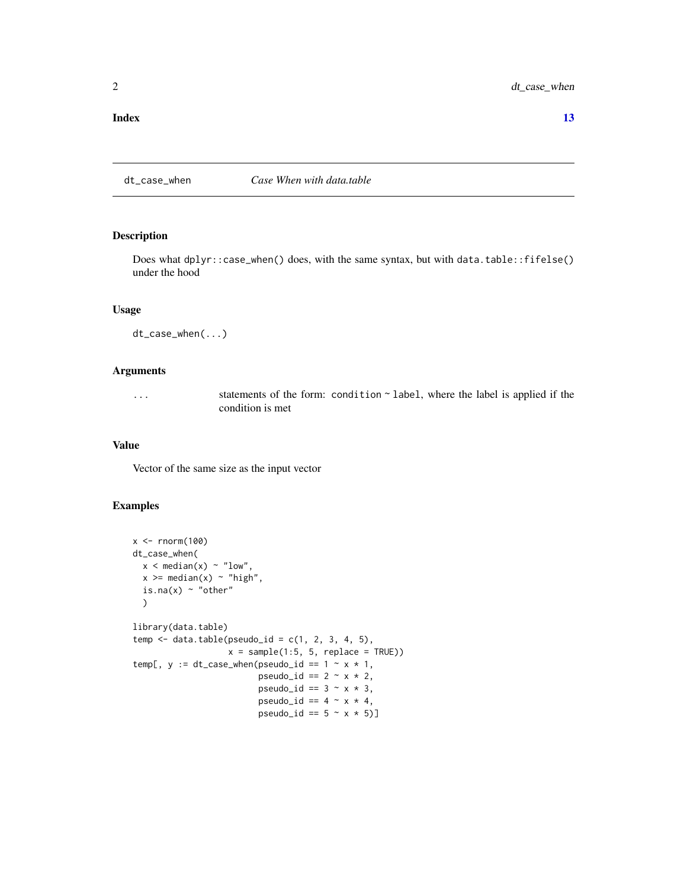**Index** 13

---

dt_case_when *Case When with data.table*

---

## Description

Does what `dplyr::case_when()` does, with the same syntax, but with `data.table::fifelse()` under the hood

## Usage

```
dt_case_when(...)
```

## Arguments

| | |
|---|---|
| ... | statements of the form: `condition ~ label`, where the label is applied if the condition is met |

## Value

Vector of the same size as the input vector

## Examples

```
x <- rnorm(100)
dt_case_when(
  x < median(x) ~ "low",
  x >= median(x) ~ "high",
  is.na(x) ~ "other"
  )

library(data.table)
temp <- data.table(pseudo_id = c(1, 2, 3, 4, 5),
                   x = sample(1:5, 5, replace = TRUE))
temp[, y := dt_case_when(pseudo_id == 1 ~ x * 1,
                         pseudo_id == 2 ~ x * 2,
                         pseudo_id == 3 ~ x * 3,
                         pseudo_id == 4 ~ x * 4,
                         pseudo_id == 5 ~ x * 5)]
```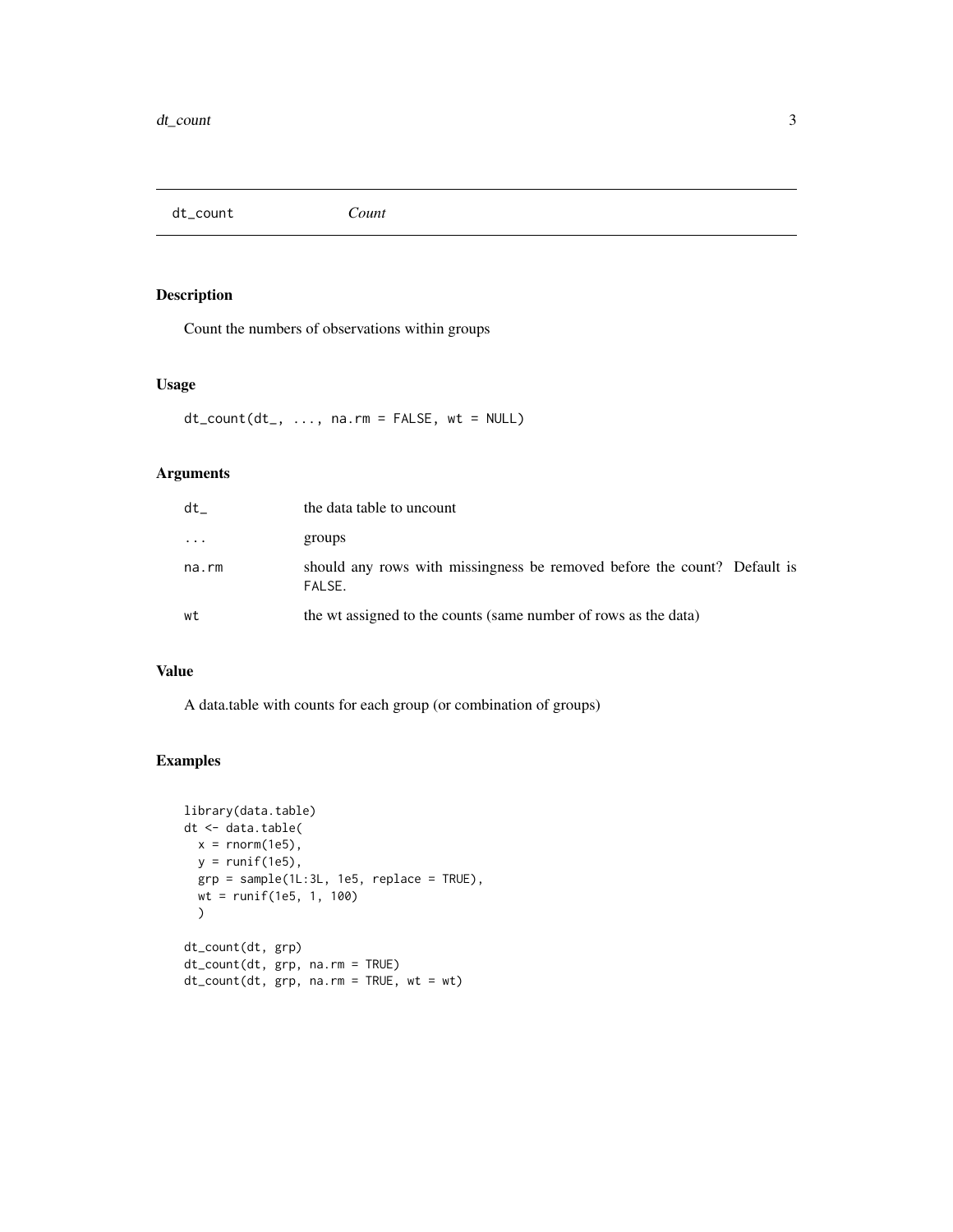## dt_count *Count*

### Description

Count the numbers of observations within groups

### Usage

```
dt_count(dt_, ..., na.rm = FALSE, wt = NULL)
```

### Arguments

| | |
|---|---|
| dt_ | the data table to uncount |
| ... | groups |
| na.rm | should any rows with missingness be removed before the count? Default is FALSE. |
| wt | the wt assigned to the counts (same number of rows as the data) |

### Value

A data.table with counts for each group (or combination of groups)

### Examples

```
library(data.table)
dt <- data.table(
  x = rnorm(1e5),
  y = runif(1e5),
  grp = sample(1L:3L, 1e5, replace = TRUE),
  wt = runif(1e5, 1, 100)
  )

dt_count(dt, grp)
dt_count(dt, grp, na.rm = TRUE)
dt_count(dt, grp, na.rm = TRUE, wt = wt)
```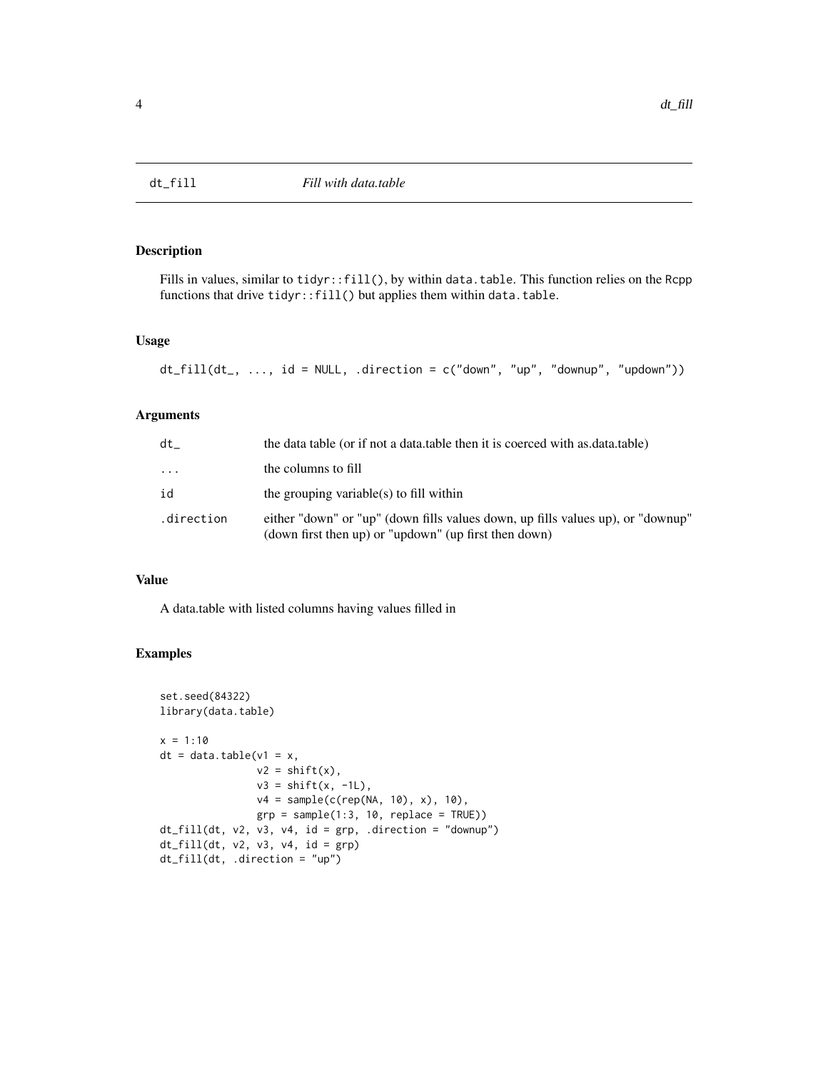## dt_fill *Fill with data.table*

### Description

Fills in values, similar to `tidyr::fill()`, by within `data.table`. This function relies on the Rcpp functions that drive `tidyr::fill()` but applies them within `data.table`.

### Usage

```
dt_fill(dt_, ..., id = NULL, .direction = c("down", "up", "downup", "updown"))
```

### Arguments

| | |
|---|---|
| `dt_` | the data table (or if not a data.table then it is coerced with as.data.table) |
| `...` | the columns to fill |
| `id` | the grouping variable(s) to fill within |
| `.direction` | either "down" or "up" (down fills values down, up fills values up), or "downup" (down first then up) or "updown" (up first then down) |

### Value

A data.table with listed columns having values filled in

### Examples

```
set.seed(84322)
library(data.table)

x = 1:10
dt = data.table(v1 = x,
                v2 = shift(x),
                v3 = shift(x, -1L),
                v4 = sample(c(rep(NA, 10), x), 10),
                grp = sample(1:3, 10, replace = TRUE))
dt_fill(dt, v2, v3, v4, id = grp, .direction = "downup")
dt_fill(dt, v2, v3, v4, id = grp)
dt_fill(dt, .direction = "up")
```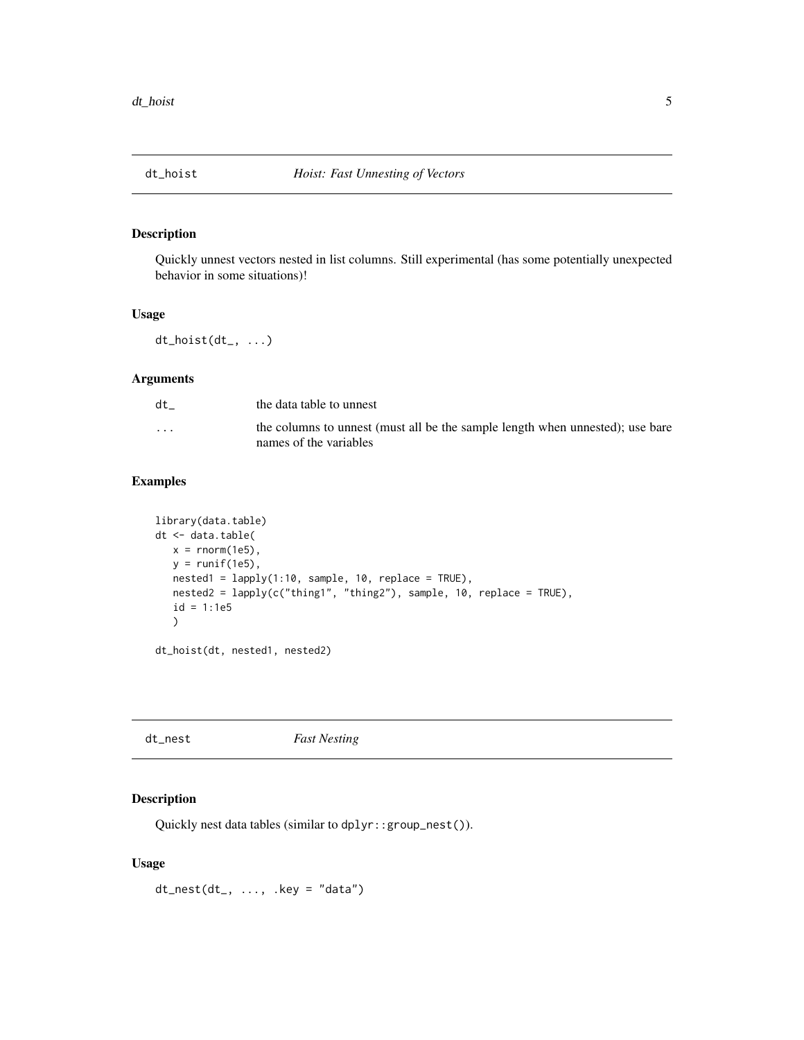## dt_hoist — *Hoist: Fast Unnesting of Vectors*

### Description

Quickly unnest vectors nested in list columns. Still experimental (has some potentially unexpected behavior in some situations)!

### Usage

```
dt_hoist(dt_, ...)
```

### Arguments

| | |
|---|---|
| `dt_` | the data table to unnest |
| `...` | the columns to unnest (must all be the sample length when unnested); use bare names of the variables |

### Examples

```
library(data.table)
dt <- data.table(
   x = rnorm(1e5),
   y = runif(1e5),
   nested1 = lapply(1:10, sample, 10, replace = TRUE),
   nested2 = lapply(c("thing1", "thing2"), sample, 10, replace = TRUE),
   id = 1:1e5
   )

dt_hoist(dt, nested1, nested2)
```

## dt_nest — *Fast Nesting*

### Description

Quickly nest data tables (similar to `dplyr::group_nest()`).

### Usage

```
dt_nest(dt_, ..., .key = "data")
```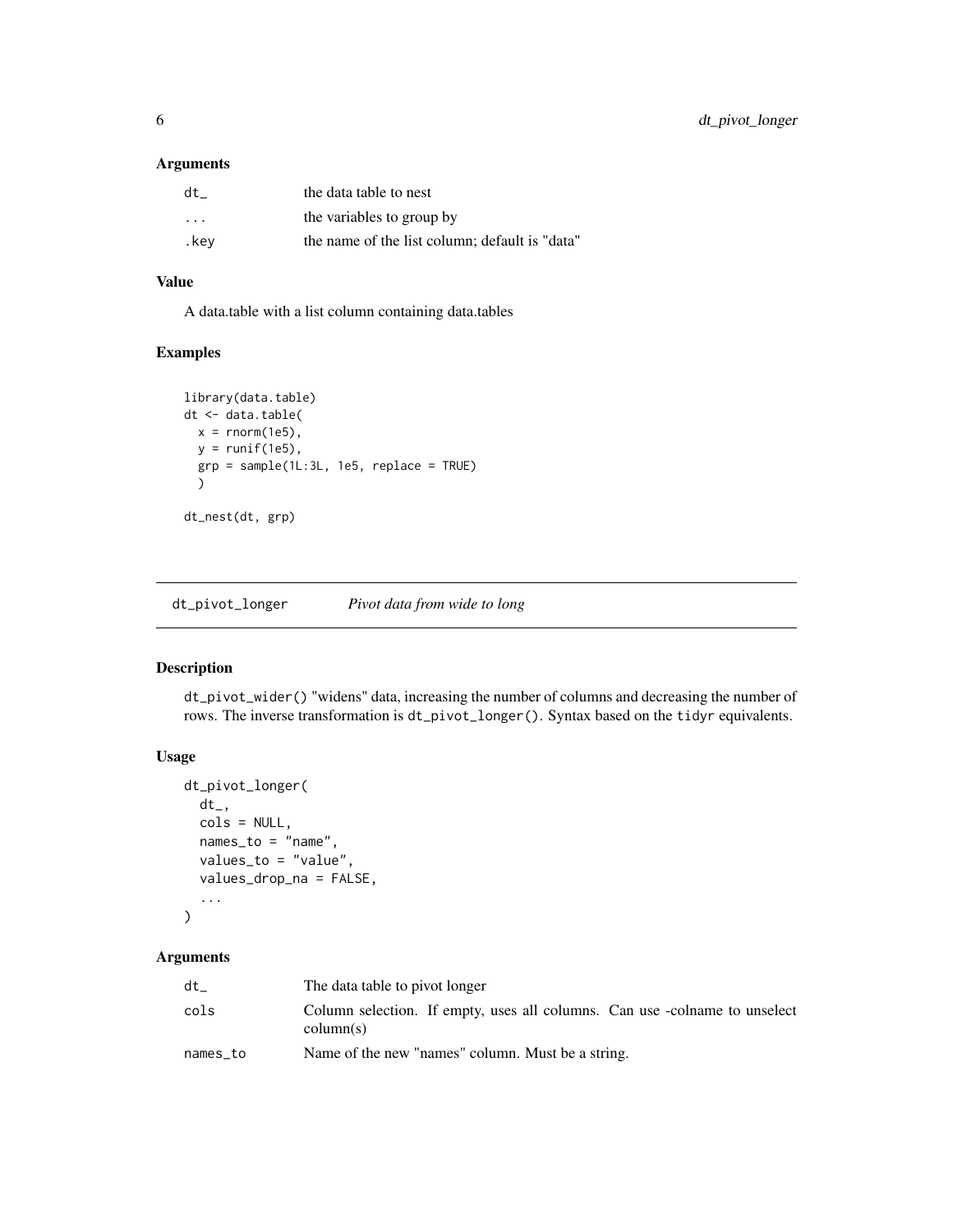### Arguments

| | |
|---|---|
| dt_ | the data table to nest |
| ... | the variables to group by |
| .key | the name of the list column; default is "data" |

### Value

A data.table with a list column containing data.tables

### Examples

```
library(data.table)
dt <- data.table(
  x = rnorm(1e5),
  y = runif(1e5),
  grp = sample(1L:3L, 1e5, replace = TRUE)
  )

dt_nest(dt, grp)
```

---

## dt_pivot_longer &nbsp;&nbsp;&nbsp; *Pivot data from wide to long*

### Description

`dt_pivot_wider()` "widens" data, increasing the number of columns and decreasing the number of rows. The inverse transformation is `dt_pivot_longer()`. Syntax based on the `tidyr` equivalents.

### Usage

```
dt_pivot_longer(
  dt_,
  cols = NULL,
  names_to = "name",
  values_to = "value",
  values_drop_na = FALSE,
  ...
)
```

### Arguments

| | |
|---|---|
| dt_ | The data table to pivot longer |
| cols | Column selection. If empty, uses all columns. Can use -colname to unselect column(s) |
| names_to | Name of the new "names" column. Must be a string. |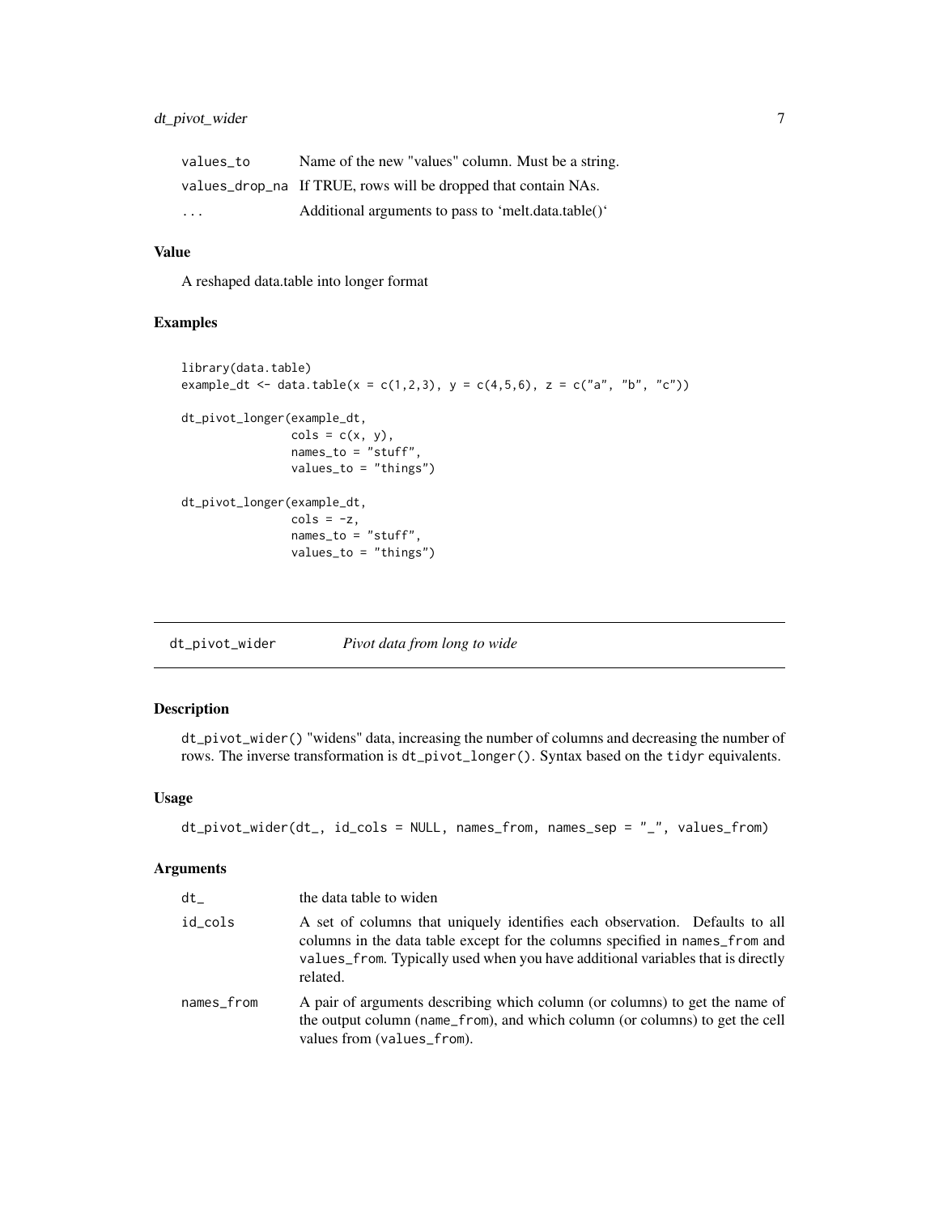| | |
|---|---|
| values_to | Name of the new "values" column. Must be a string. |
| values_drop_na | If TRUE, rows will be dropped that contain NAs. |
| ... | Additional arguments to pass to 'melt.data.table()' |

### Value

A reshaped data.table into longer format

### Examples

```
library(data.table)
example_dt <- data.table(x = c(1,2,3), y = c(4,5,6), z = c("a", "b", "c"))

dt_pivot_longer(example_dt,
                cols = c(x, y),
                names_to = "stuff",
                values_to = "things")

dt_pivot_longer(example_dt,
                cols = -z,
                names_to = "stuff",
                values_to = "things")
```

---

## dt_pivot_wider *Pivot data from long to wide*

### Description

dt_pivot_wider() "widens" data, increasing the number of columns and decreasing the number of rows. The inverse transformation is dt_pivot_longer(). Syntax based on the tidyr equivalents.

### Usage

```
dt_pivot_wider(dt_, id_cols = NULL, names_from, names_sep = "_", values_from)
```

### Arguments

| | |
|---|---|
| dt_ | the data table to widen |
| id_cols | A set of columns that uniquely identifies each observation. Defaults to all columns in the data table except for the columns specified in names_from and values_from. Typically used when you have additional variables that is directly related. |
| names_from | A pair of arguments describing which column (or columns) to get the name of the output column (name_from), and which column (or columns) to get the cell values from (values_from). |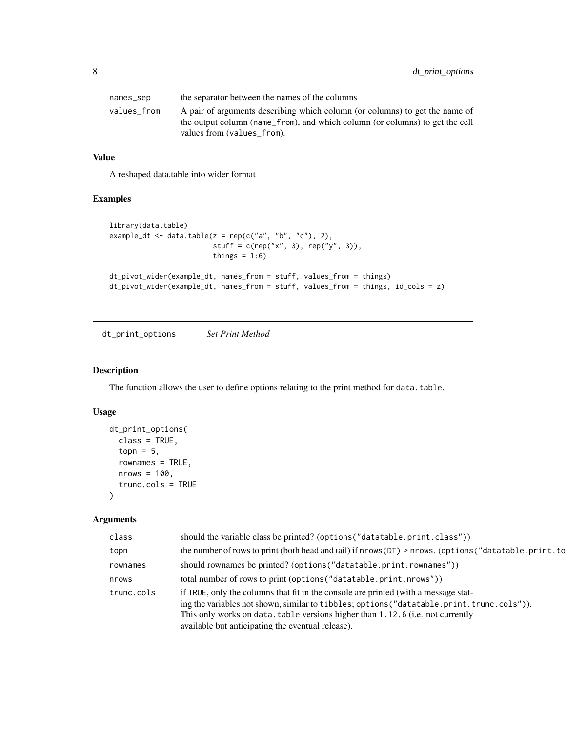| | |
|---|---|
| names_sep | the separator between the names of the columns |
| values_from | A pair of arguments describing which column (or columns) to get the name of the output column (name_from), and which column (or columns) to get the cell values from (values_from). |

### Value

A reshaped data.table into wider format

### Examples

```
library(data.table)
example_dt <- data.table(z = rep(c("a", "b", "c"), 2),
                         stuff = c(rep("x", 3), rep("y", 3)),
                         things = 1:6)

dt_pivot_wider(example_dt, names_from = stuff, values_from = things)
dt_pivot_wider(example_dt, names_from = stuff, values_from = things, id_cols = z)
```

## dt_print_options *Set Print Method*

### Description

The function allows the user to define options relating to the print method for data.table.

### Usage

```
dt_print_options(
  class = TRUE,
  topn = 5,
  rownames = TRUE,
  nrows = 100,
  trunc.cols = TRUE
)
```

### Arguments

| | |
|---|---|
| class | should the variable class be printed? (options("datatable.print.class")) |
| topn | the number of rows to print (both head and tail) if nrows(DT) > nrows. (options("datatable.print.to |
| rownames | should rownames be printed? (options("datatable.print.rownames")) |
| nrows | total number of rows to print (options("datatable.print.nrows")) |
| trunc.cols | if TRUE, only the columns that fit in the console are printed (with a message stating the variables not shown, similar to tibbles; options("datatable.print.trunc.cols")). This only works on data.table versions higher than 1.12.6 (i.e. not currently available but anticipating the eventual release). |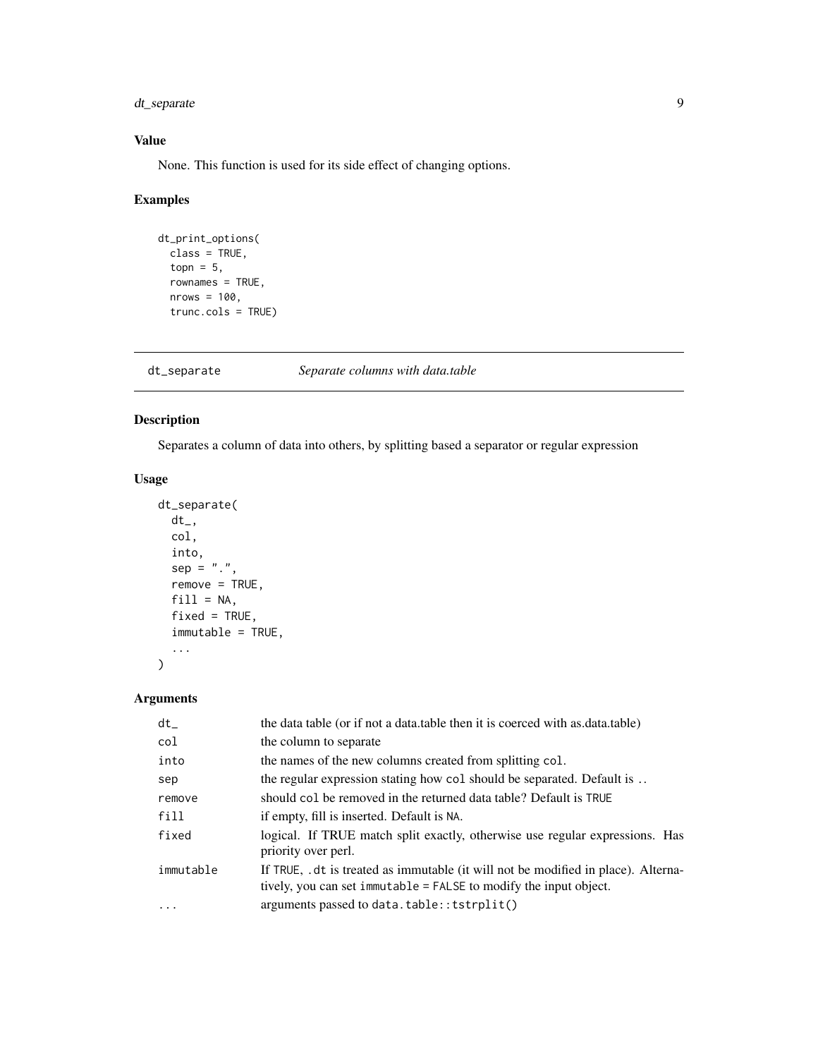## Value

None. This function is used for its side effect of changing options.

## Examples

```
dt_print_options(
  class = TRUE,
  topn = 5,
  rownames = TRUE,
  nrows = 100,
  trunc.cols = TRUE)
```

---

# dt_separate — *Separate columns with data.table*

## Description

Separates a column of data into others, by splitting based a separator or regular expression

## Usage

```
dt_separate(
  dt_,
  col,
  into,
  sep = ".",
  remove = TRUE,
  fill = NA,
  fixed = TRUE,
  immutable = TRUE,
  ...
)
```

## Arguments

| | |
|---|---|
| `dt_` | the data table (or if not a data.table then it is coerced with as.data.table) |
| `col` | the column to separate |
| `into` | the names of the new columns created from splitting `col`. |
| `sep` | the regular expression stating how `col` should be separated. Default is `.`. |
| `remove` | should `col` be removed in the returned data table? Default is `TRUE` |
| `fill` | if empty, fill is inserted. Default is `NA`. |
| `fixed` | logical. If TRUE match split exactly, otherwise use regular expressions. Has priority over perl. |
| `immutable` | If `TRUE`, `.dt` is treated as immutable (it will not be modified in place). Alternatively, you can set `immutable = FALSE` to modify the input object. |
| `...` | arguments passed to `data.table::tstrplit()` |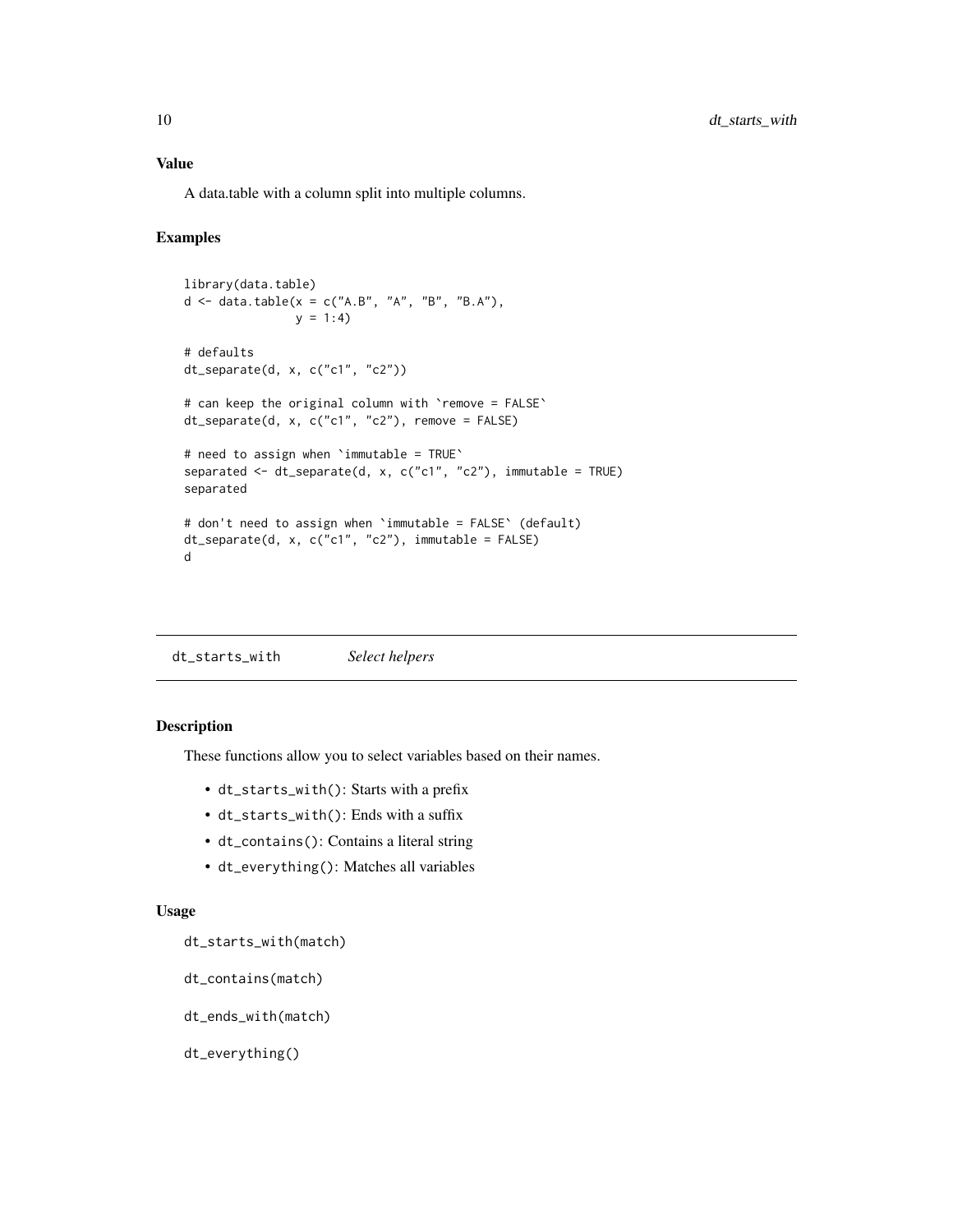## Value

A data.table with a column split into multiple columns.

## Examples

```
library(data.table)
d <- data.table(x = c("A.B", "A", "B", "B.A"),
                y = 1:4)

# defaults
dt_separate(d, x, c("c1", "c2"))

# can keep the original column with `remove = FALSE`
dt_separate(d, x, c("c1", "c2"), remove = FALSE)

# need to assign when `immutable = TRUE`
separated <- dt_separate(d, x, c("c1", "c2"), immutable = TRUE)
separated

# don't need to assign when `immutable = FALSE` (default)
dt_separate(d, x, c("c1", "c2"), immutable = FALSE)
d
```

---

# dt_starts_with — *Select helpers*

## Description

These functions allow you to select variables based on their names.

- `dt_starts_with()`: Starts with a prefix
- `dt_starts_with()`: Ends with a suffix
- `dt_contains()`: Contains a literal string
- `dt_everything()`: Matches all variables

## Usage

```
dt_starts_with(match)

dt_contains(match)

dt_ends_with(match)

dt_everything()
```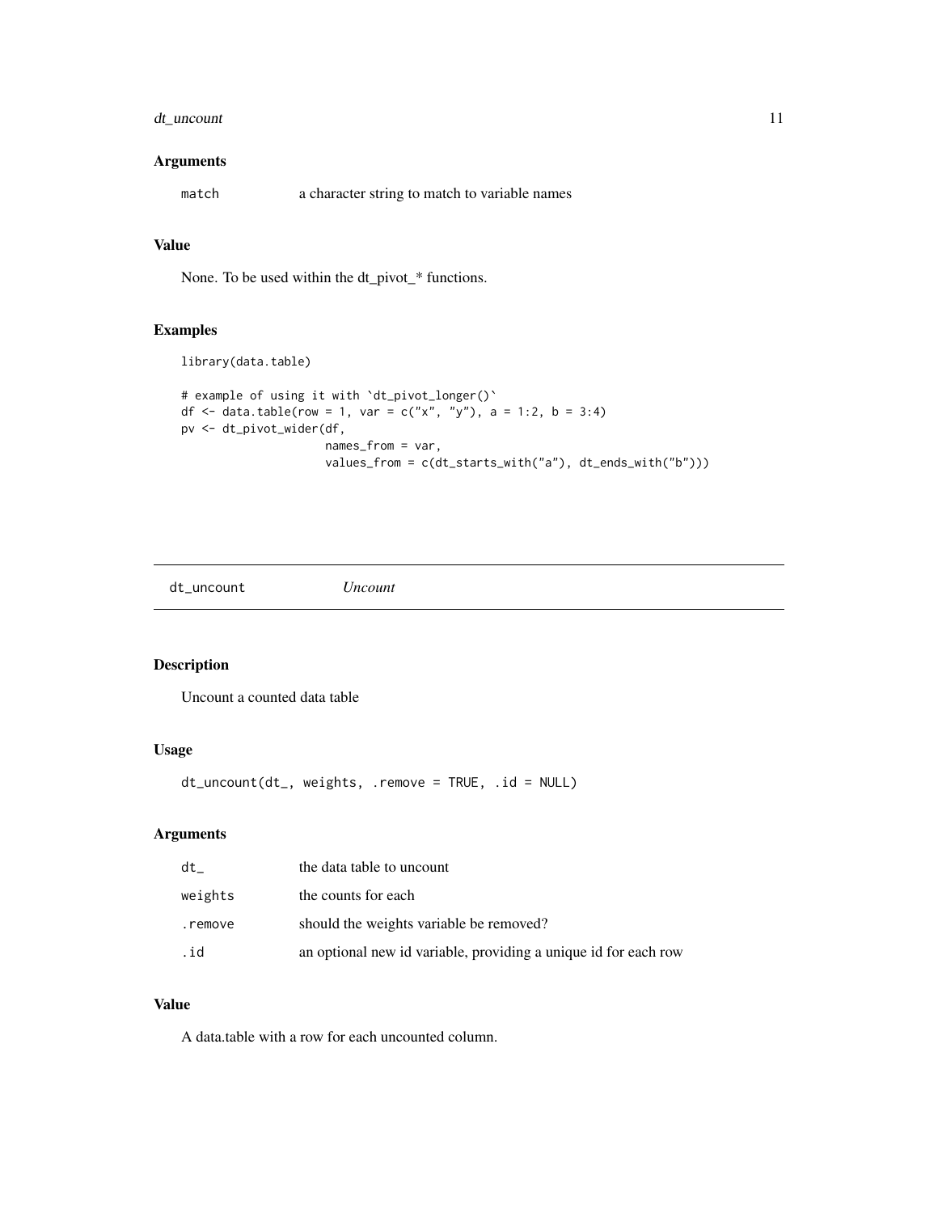## Arguments

| | |
|---|---|
| match | a character string to match to variable names |

## Value

None. To be used within the dt_pivot_* functions.

## Examples

```
library(data.table)

# example of using it with `dt_pivot_longer()`
df <- data.table(row = 1, var = c("x", "y"), a = 1:2, b = 3:4)
pv <- dt_pivot_wider(df,
                     names_from = var,
                     values_from = c(dt_starts_with("a"), dt_ends_with("b")))
```

---

# dt_uncount — *Uncount*

## Description

Uncount a counted data table

## Usage

```
dt_uncount(dt_, weights, .remove = TRUE, .id = NULL)
```

## Arguments

| | |
|---|---|
| dt_ | the data table to uncount |
| weights | the counts for each |
| .remove | should the weights variable be removed? |
| .id | an optional new id variable, providing a unique id for each row |

## Value

A data.table with a row for each uncounted column.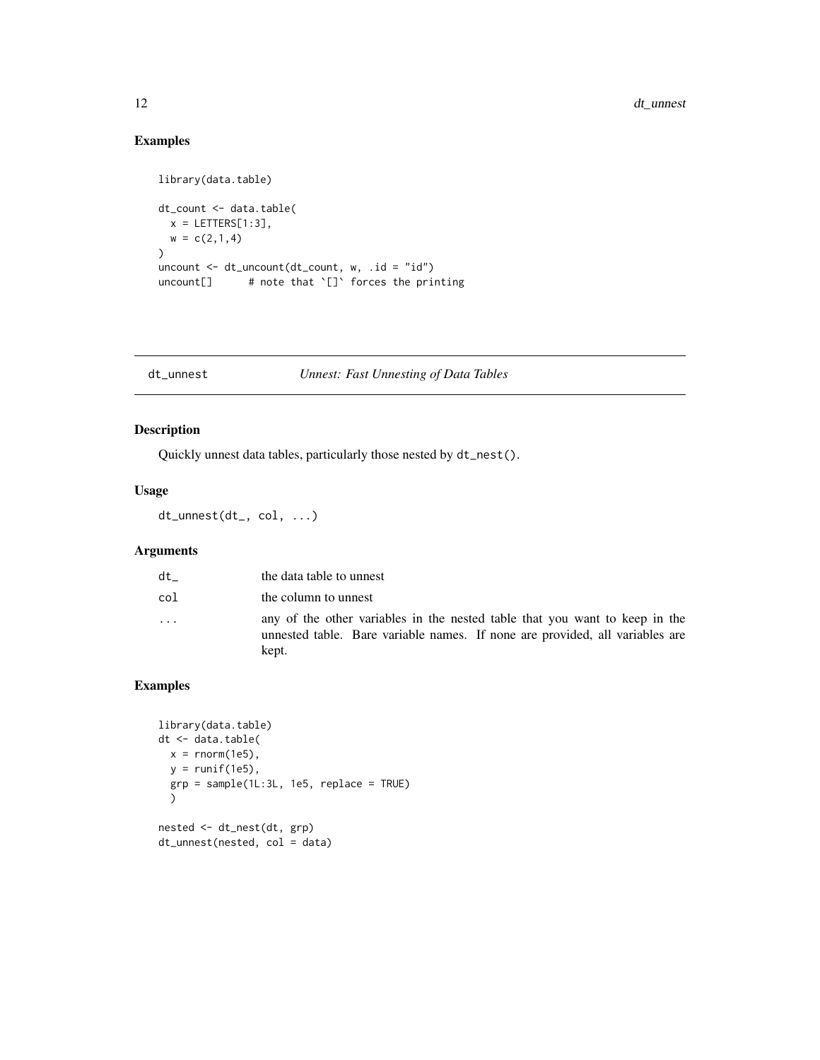## Examples

```
library(data.table)

dt_count <- data.table(
  x = LETTERS[1:3],
  w = c(2,1,4)
)
uncount <- dt_uncount(dt_count, w, .id = "id")
uncount[]      # note that `[]` forces the printing
```

---

# dt_unnest    *Unnest: Fast Unnesting of Data Tables*

---

## Description

Quickly unnest data tables, particularly those nested by `dt_nest()`.

## Usage

```
dt_unnest(dt_, col, ...)
```

## Arguments

| | |
|---|---|
| `dt_` | the data table to unnest |
| `col` | the column to unnest |
| `...` | any of the other variables in the nested table that you want to keep in the unnested table. Bare variable names. If none are provided, all variables are kept. |

## Examples

```
library(data.table)
dt <- data.table(
  x = rnorm(1e5),
  y = runif(1e5),
  grp = sample(1L:3L, 1e5, replace = TRUE)
  )

nested <- dt_nest(dt, grp)
dt_unnest(nested, col = data)
```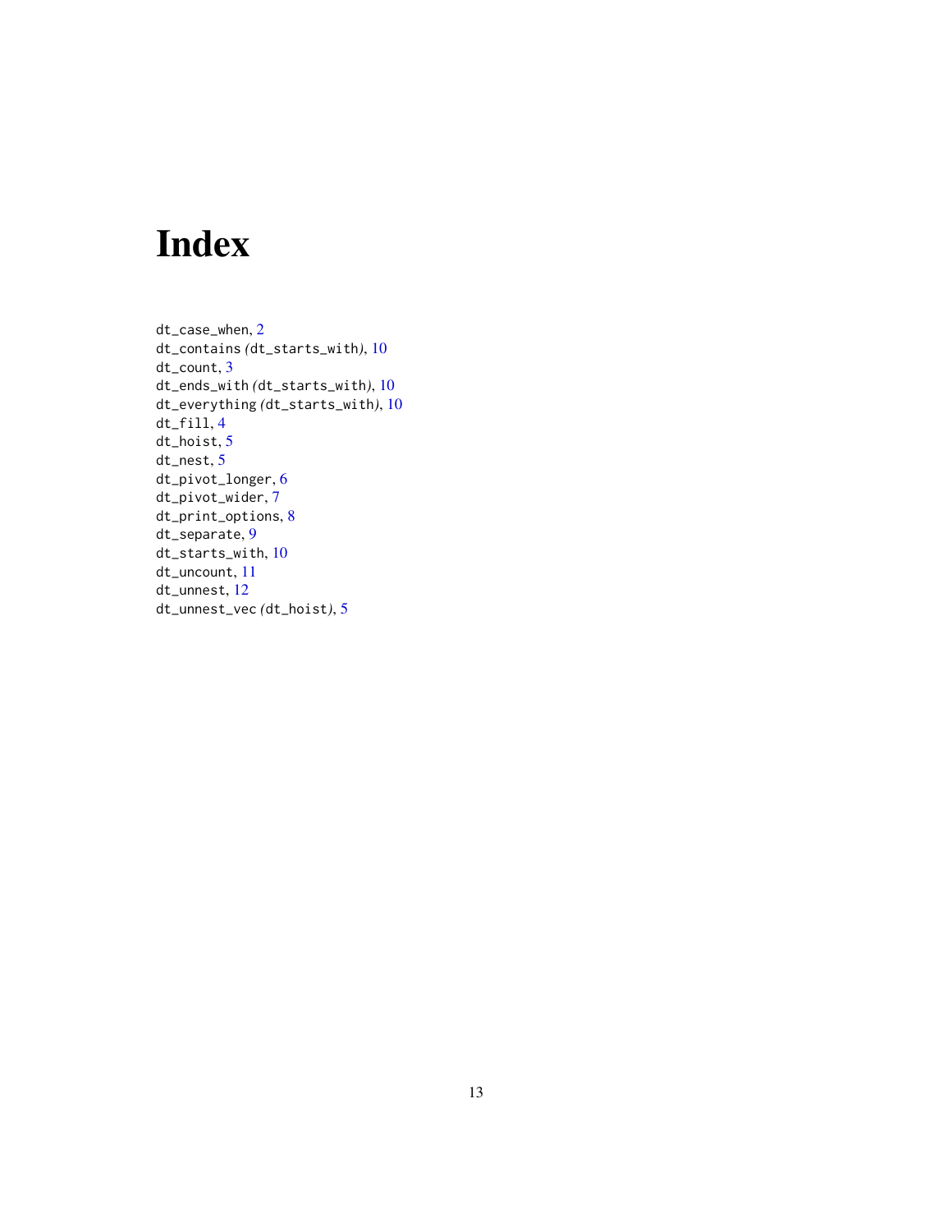# Index

dt_case_when, 2
dt_contains (dt_starts_with), 10
dt_count, 3
dt_ends_with (dt_starts_with), 10
dt_everything (dt_starts_with), 10
dt_fill, 4
dt_hoist, 5
dt_nest, 5
dt_pivot_longer, 6
dt_pivot_wider, 7
dt_print_options, 8
dt_separate, 9
dt_starts_with, 10
dt_uncount, 11
dt_unnest, 12
dt_unnest_vec (dt_hoist), 5